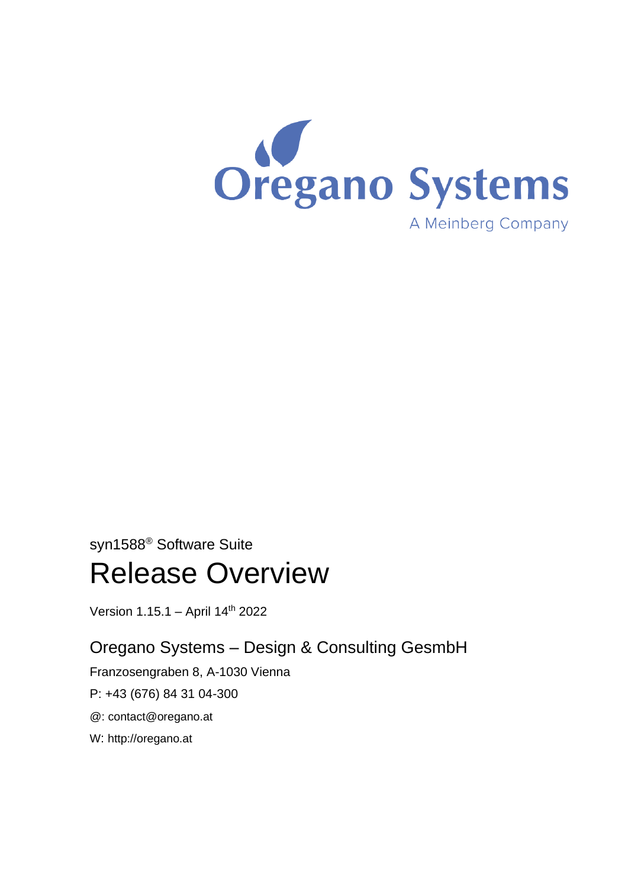Oregano Systems

A Meinberg Company

syn1588® Software Suite

# Release Overview

Version 1.15.1 – April 14th 2022

## Oregano Systems – Design & Consulting GesmbH

Franzosengraben 8, A-1030 Vienna

P: +43 (676) 84 31 04-300

@: contact@oregano.at

W: http://oregano.at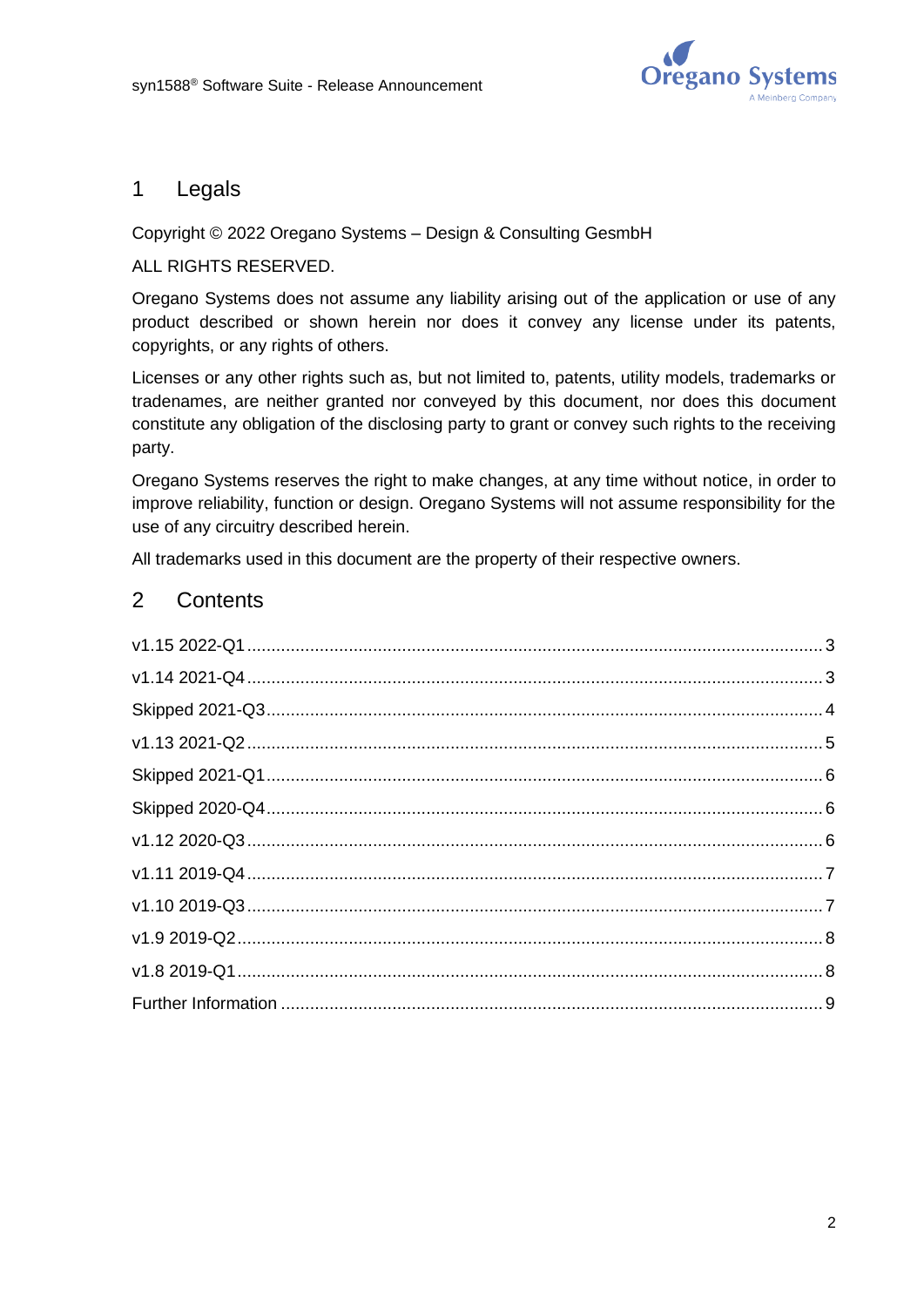# 1 Legals

Copyright © 2022 Oregano Systems – Design & Consulting GesmbH

ALL RIGHTS RESERVED.

Oregano Systems does not assume any liability arising out of the application or use of any product described or shown herein nor does it convey any license under its patents, copyrights, or any rights of others.

Licenses or any other rights such as, but not limited to, patents, utility models, trademarks or tradenames, are neither granted nor conveyed by this document, nor does this document constitute any obligation of the disclosing party to grant or convey such rights to the receiving party.

Oregano Systems reserves the right to make changes, at any time without notice, in order to improve reliability, function or design. Oregano Systems will not assume responsibility for the use of any circuitry described herein.

All trademarks used in this document are the property of their respective owners.

# 2 Contents

- v1.15 2022-Q1 ........ 3
- v1.14 2021-Q4 ........ 3
- Skipped 2021-Q3 ........ 4
- v1.13 2021-Q2 ........ 5
- Skipped 2021-Q1 ........ 6
- Skipped 2020-Q4 ........ 6
- v1.12 2020-Q3 ........ 6
- v1.11 2019-Q4 ........ 7
- v1.10 2019-Q3 ........ 7
- v1.9 2019-Q2 ........ 8
- v1.8 2019-Q1 ........ 8
- Further Information ........ 9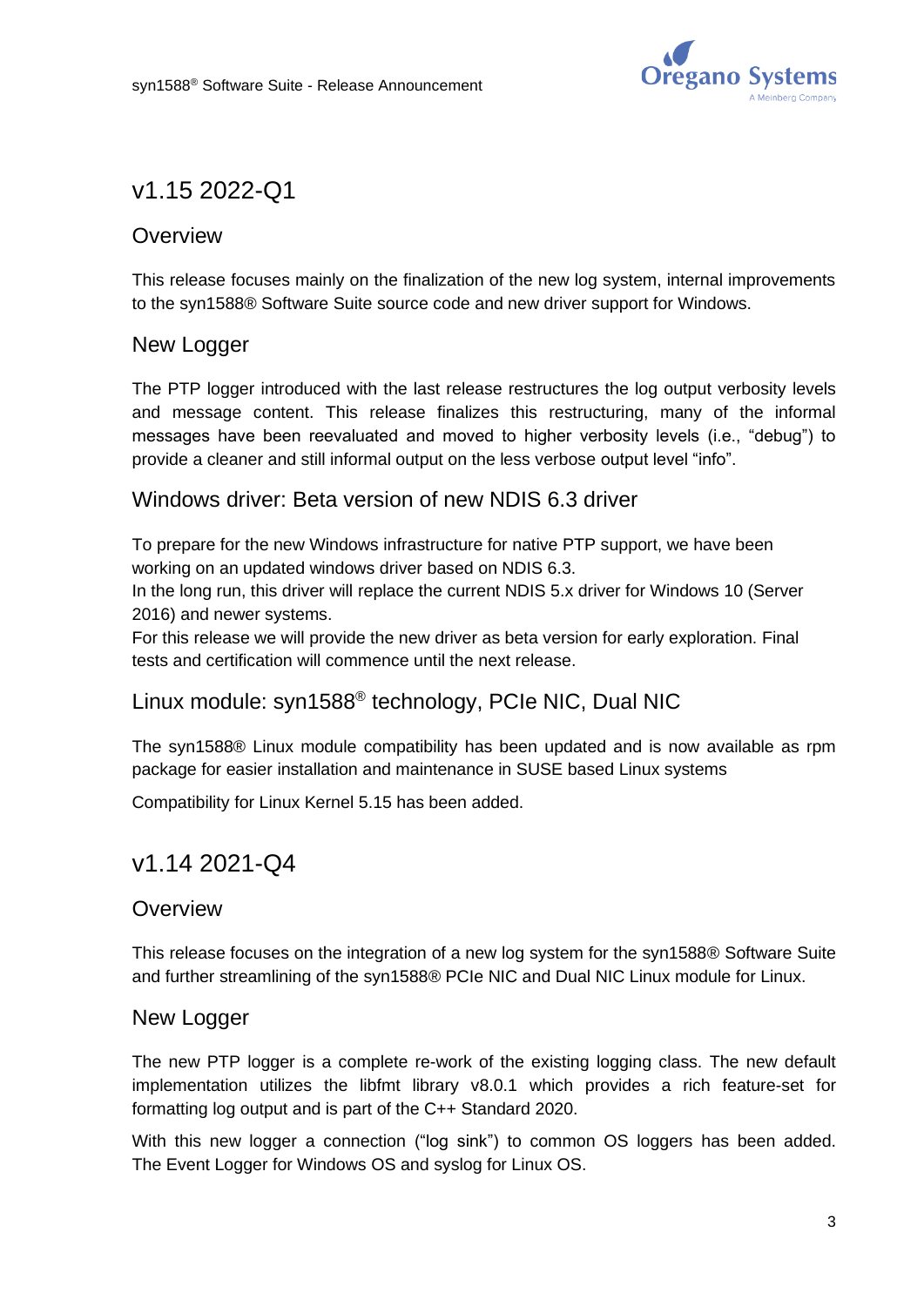# v1.15 2022-Q1

## Overview

This release focuses mainly on the finalization of the new log system, internal improvements to the syn1588® Software Suite source code and new driver support for Windows.

## New Logger

The PTP logger introduced with the last release restructures the log output verbosity levels and message content. This release finalizes this restructuring, many of the informal messages have been reevaluated and moved to higher verbosity levels (i.e., “debug”) to provide a cleaner and still informal output on the less verbose output level “info”.

## Windows driver: Beta version of new NDIS 6.3 driver

To prepare for the new Windows infrastructure for native PTP support, we have been working on an updated windows driver based on NDIS 6.3.
In the long run, this driver will replace the current NDIS 5.x driver for Windows 10 (Server 2016) and newer systems.
For this release we will provide the new driver as beta version for early exploration. Final tests and certification will commence until the next release.

## Linux module: syn1588® technology, PCIe NIC, Dual NIC

The syn1588® Linux module compatibility has been updated and is now available as rpm package for easier installation and maintenance in SUSE based Linux systems

Compatibility for Linux Kernel 5.15 has been added.

# v1.14 2021-Q4

## Overview

This release focuses on the integration of a new log system for the syn1588® Software Suite and further streamlining of the syn1588® PCIe NIC and Dual NIC Linux module for Linux.

## New Logger

The new PTP logger is a complete re-work of the existing logging class. The new default implementation utilizes the libfmt library v8.0.1 which provides a rich feature-set for formatting log output and is part of the C++ Standard 2020.

With this new logger a connection (“log sink”) to common OS loggers has been added. The Event Logger for Windows OS and syslog for Linux OS.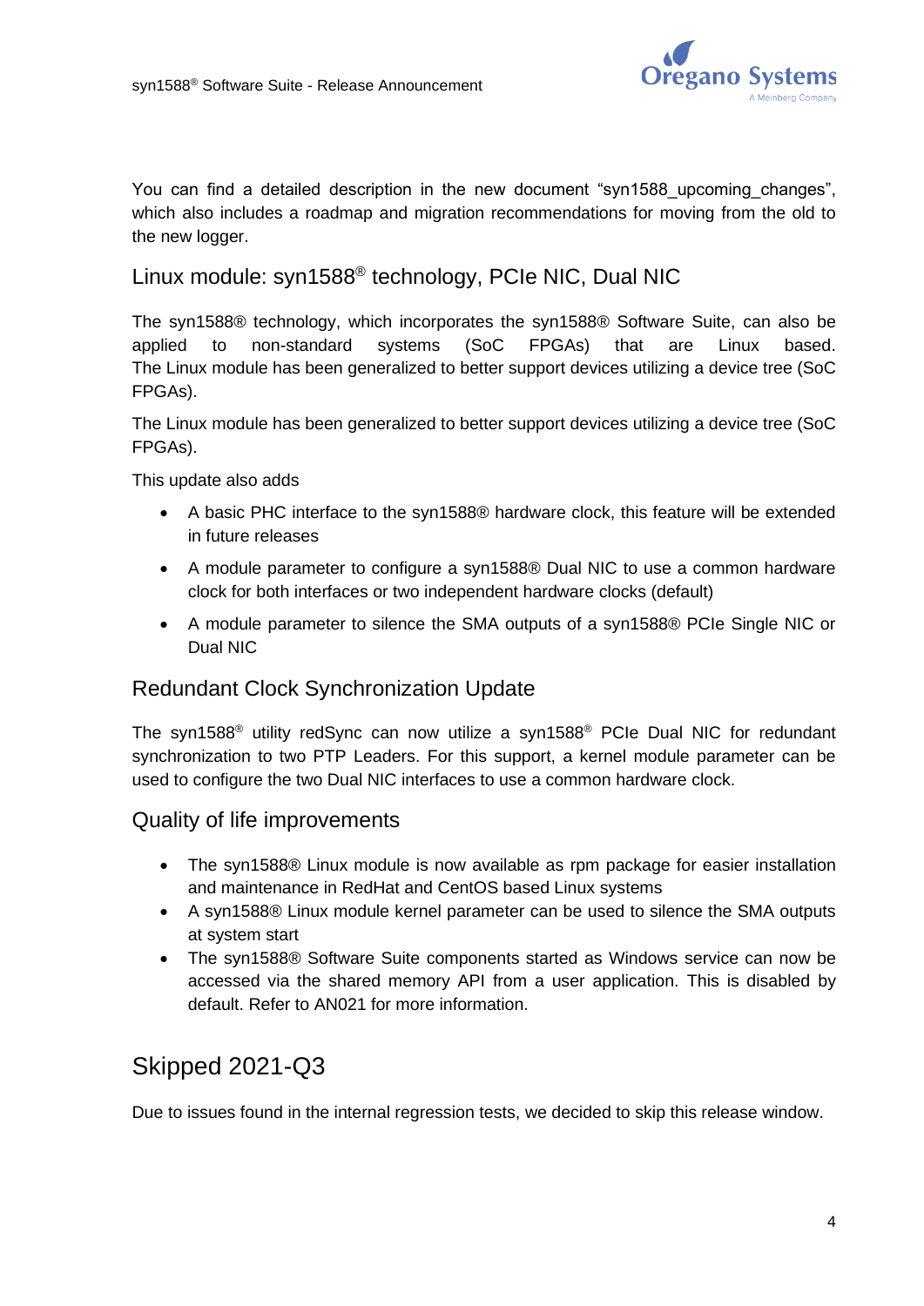You can find a detailed description in the new document "syn1588_upcoming_changes", which also includes a roadmap and migration recommendations for moving from the old to the new logger.

## Linux module: syn1588® technology, PCIe NIC, Dual NIC

The syn1588® technology, which incorporates the syn1588® Software Suite, can also be applied to non-standard systems (SoC FPGAs) that are Linux based. The Linux module has been generalized to better support devices utilizing a device tree (SoC FPGAs).

The Linux module has been generalized to better support devices utilizing a device tree (SoC FPGAs).

This update also adds

- A basic PHC interface to the syn1588® hardware clock, this feature will be extended in future releases
- A module parameter to configure a syn1588® Dual NIC to use a common hardware clock for both interfaces or two independent hardware clocks (default)
- A module parameter to silence the SMA outputs of a syn1588® PCIe Single NIC or Dual NIC

## Redundant Clock Synchronization Update

The syn1588® utility redSync can now utilize a syn1588® PCIe Dual NIC for redundant synchronization to two PTP Leaders. For this support, a kernel module parameter can be used to configure the two Dual NIC interfaces to use a common hardware clock.

## Quality of life improvements

- The syn1588® Linux module is now available as rpm package for easier installation and maintenance in RedHat and CentOS based Linux systems
- A syn1588® Linux module kernel parameter can be used to silence the SMA outputs at system start
- The syn1588® Software Suite components started as Windows service can now be accessed via the shared memory API from a user application. This is disabled by default. Refer to AN021 for more information.

# Skipped 2021-Q3

Due to issues found in the internal regression tests, we decided to skip this release window.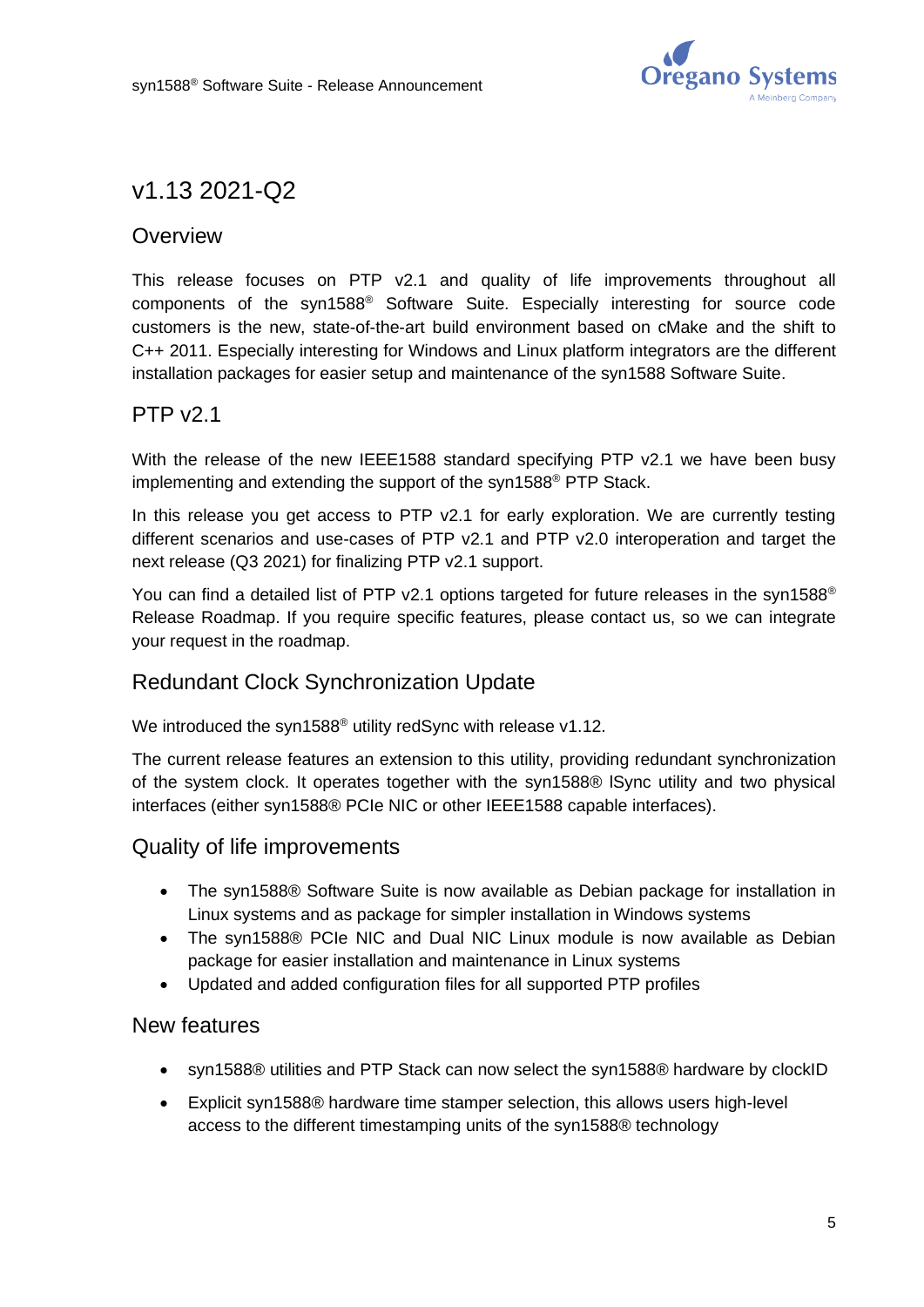# v1.13 2021-Q2

## Overview

This release focuses on PTP v2.1 and quality of life improvements throughout all components of the syn1588® Software Suite. Especially interesting for source code customers is the new, state-of-the-art build environment based on cMake and the shift to C++ 2011. Especially interesting for Windows and Linux platform integrators are the different installation packages for easier setup and maintenance of the syn1588 Software Suite.

## PTP v2.1

With the release of the new IEEE1588 standard specifying PTP v2.1 we have been busy implementing and extending the support of the syn1588® PTP Stack.

In this release you get access to PTP v2.1 for early exploration. We are currently testing different scenarios and use-cases of PTP v2.1 and PTP v2.0 interoperation and target the next release (Q3 2021) for finalizing PTP v2.1 support.

You can find a detailed list of PTP v2.1 options targeted for future releases in the syn1588® Release Roadmap. If you require specific features, please contact us, so we can integrate your request in the roadmap.

## Redundant Clock Synchronization Update

We introduced the syn1588® utility redSync with release v1.12.

The current release features an extension to this utility, providing redundant synchronization of the system clock. It operates together with the syn1588® lSync utility and two physical interfaces (either syn1588® PCIe NIC or other IEEE1588 capable interfaces).

## Quality of life improvements

- The syn1588® Software Suite is now available as Debian package for installation in Linux systems and as package for simpler installation in Windows systems
- The syn1588® PCIe NIC and Dual NIC Linux module is now available as Debian package for easier installation and maintenance in Linux systems
- Updated and added configuration files for all supported PTP profiles

## New features

- syn1588® utilities and PTP Stack can now select the syn1588® hardware by clockID
- Explicit syn1588® hardware time stamper selection, this allows users high-level access to the different timestamping units of the syn1588® technology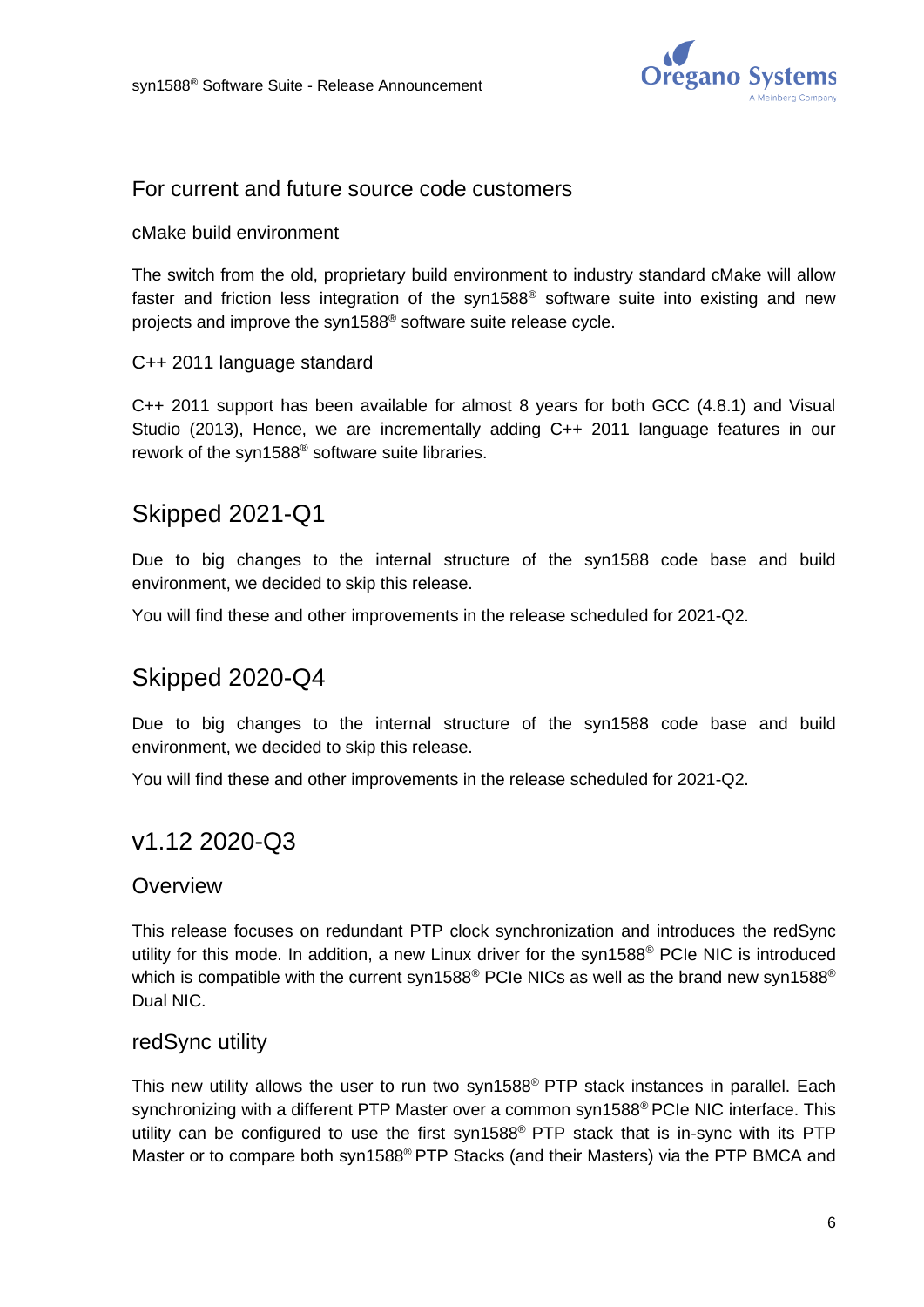## For current and future source code customers

### cMake build environment

The switch from the old, proprietary build environment to industry standard cMake will allow faster and friction less integration of the syn1588® software suite into existing and new projects and improve the syn1588® software suite release cycle.

### C++ 2011 language standard

C++ 2011 support has been available for almost 8 years for both GCC (4.8.1) and Visual Studio (2013), Hence, we are incrementally adding C++ 2011 language features in our rework of the syn1588® software suite libraries.

# Skipped 2021-Q1

Due to big changes to the internal structure of the syn1588 code base and build environment, we decided to skip this release.

You will find these and other improvements in the release scheduled for 2021-Q2.

# Skipped 2020-Q4

Due to big changes to the internal structure of the syn1588 code base and build environment, we decided to skip this release.

You will find these and other improvements in the release scheduled for 2021-Q2.

# v1.12 2020-Q3

## Overview

This release focuses on redundant PTP clock synchronization and introduces the redSync utility for this mode. In addition, a new Linux driver for the syn1588® PCIe NIC is introduced which is compatible with the current syn1588® PCIe NICs as well as the brand new syn1588® Dual NIC.

## redSync utility

This new utility allows the user to run two syn1588® PTP stack instances in parallel. Each synchronizing with a different PTP Master over a common syn1588® PCIe NIC interface. This utility can be configured to use the first syn1588® PTP stack that is in-sync with its PTP Master or to compare both syn1588® PTP Stacks (and their Masters) via the PTP BMCA and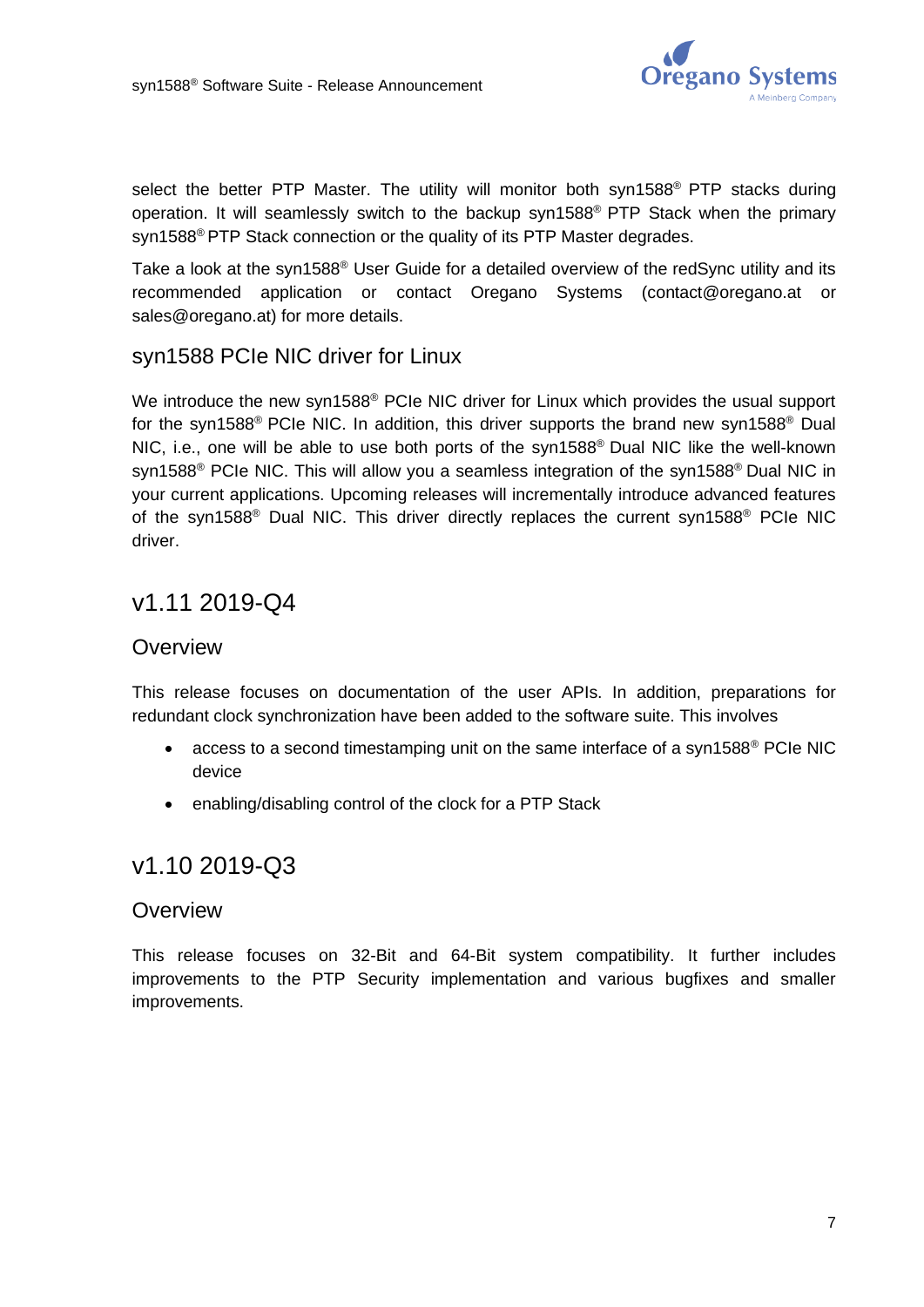select the better PTP Master. The utility will monitor both syn1588® PTP stacks during operation. It will seamlessly switch to the backup syn1588® PTP Stack when the primary syn1588® PTP Stack connection or the quality of its PTP Master degrades.

Take a look at the syn1588® User Guide for a detailed overview of the redSync utility and its recommended application or contact Oregano Systems (contact@oregano.at or sales@oregano.at) for more details.

### syn1588 PCIe NIC driver for Linux

We introduce the new syn1588® PCIe NIC driver for Linux which provides the usual support for the syn1588® PCIe NIC. In addition, this driver supports the brand new syn1588® Dual NIC, i.e., one will be able to use both ports of the syn1588® Dual NIC like the well-known syn1588® PCIe NIC. This will allow you a seamless integration of the syn1588® Dual NIC in your current applications. Upcoming releases will incrementally introduce advanced features of the syn1588® Dual NIC. This driver directly replaces the current syn1588® PCIe NIC driver.

## v1.11 2019-Q4

### Overview

This release focuses on documentation of the user APIs. In addition, preparations for redundant clock synchronization have been added to the software suite. This involves

- access to a second timestamping unit on the same interface of a syn1588® PCIe NIC device
- enabling/disabling control of the clock for a PTP Stack

## v1.10 2019-Q3

### Overview

This release focuses on 32-Bit and 64-Bit system compatibility. It further includes improvements to the PTP Security implementation and various bugfixes and smaller improvements.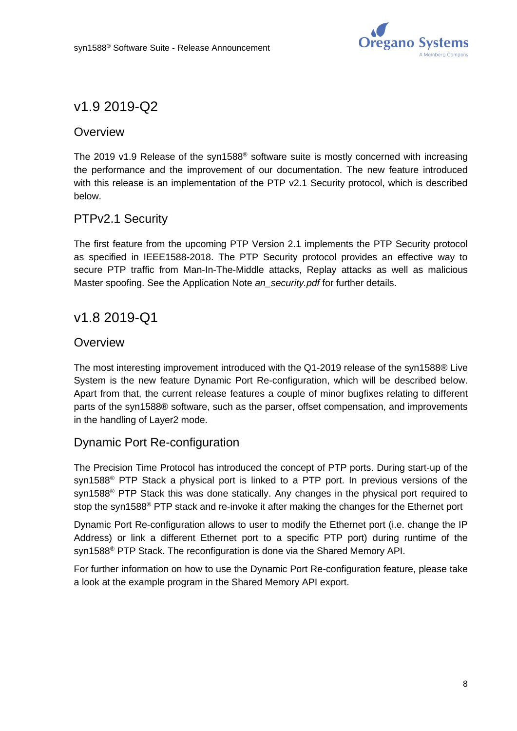# v1.9 2019-Q2

## Overview

The 2019 v1.9 Release of the syn1588® software suite is mostly concerned with increasing the performance and the improvement of our documentation. The new feature introduced with this release is an implementation of the PTP v2.1 Security protocol, which is described below.

## PTPv2.1 Security

The first feature from the upcoming PTP Version 2.1 implements the PTP Security protocol as specified in IEEE1588-2018. The PTP Security protocol provides an effective way to secure PTP traffic from Man-In-The-Middle attacks, Replay attacks as well as malicious Master spoofing. See the Application Note *an_security.pdf* for further details.

# v1.8 2019-Q1

## Overview

The most interesting improvement introduced with the Q1-2019 release of the syn1588® Live System is the new feature Dynamic Port Re-configuration, which will be described below. Apart from that, the current release features a couple of minor bugfixes relating to different parts of the syn1588® software, such as the parser, offset compensation, and improvements in the handling of Layer2 mode.

## Dynamic Port Re-configuration

The Precision Time Protocol has introduced the concept of PTP ports. During start-up of the syn1588® PTP Stack a physical port is linked to a PTP port. In previous versions of the syn1588® PTP Stack this was done statically. Any changes in the physical port required to stop the syn1588® PTP stack and re-invoke it after making the changes for the Ethernet port

Dynamic Port Re-configuration allows to user to modify the Ethernet port (i.e. change the IP Address) or link a different Ethernet port to a specific PTP port) during runtime of the syn1588® PTP Stack. The reconfiguration is done via the Shared Memory API.

For further information on how to use the Dynamic Port Re-configuration feature, please take a look at the example program in the Shared Memory API export.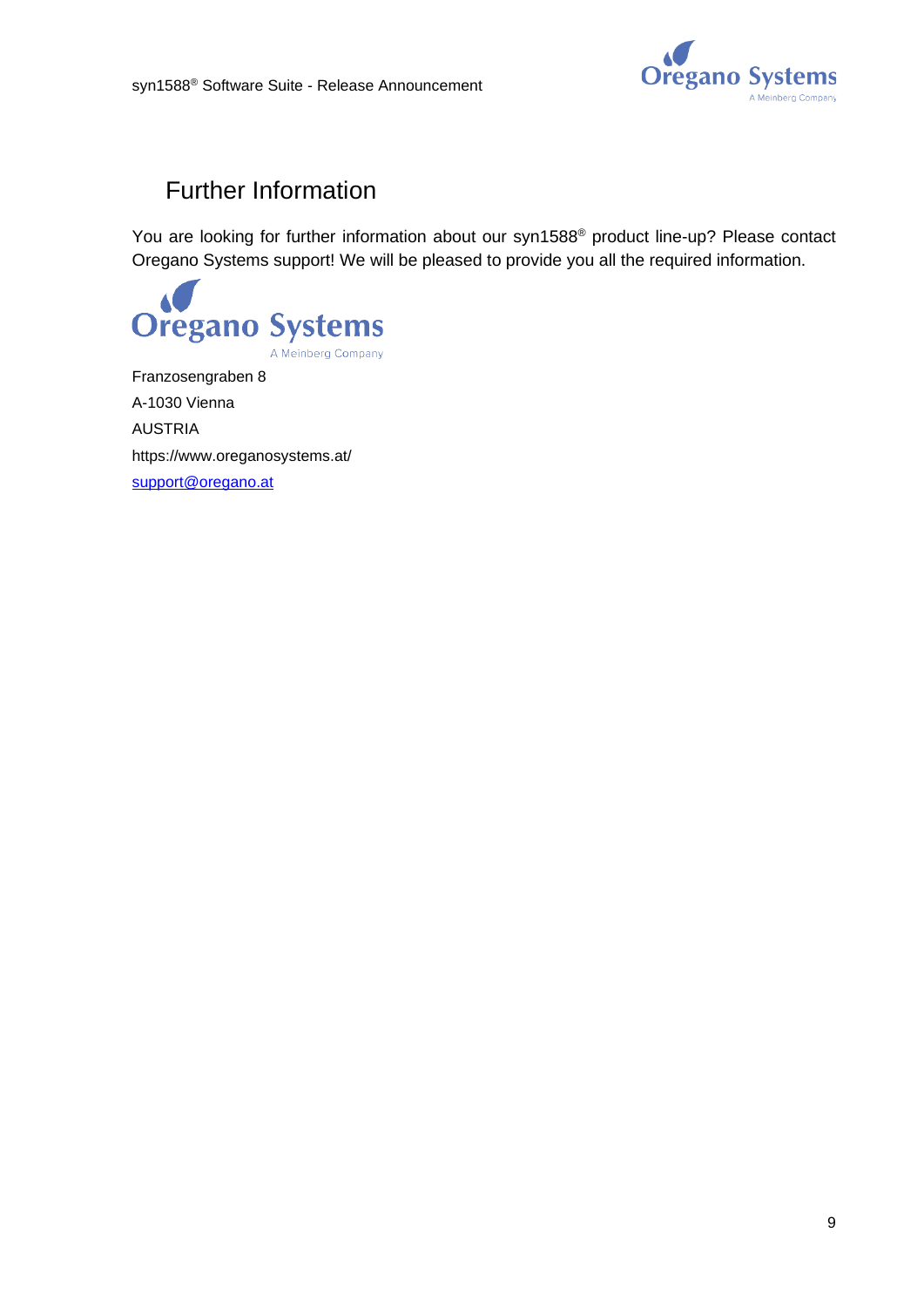# Further Information

You are looking for further information about our syn1588® product line-up? Please contact Oregano Systems support! We will be pleased to provide you all the required information.

Oregano Systems
A Meinberg Company

Franzosengraben 8
A-1030 Vienna
AUSTRIA
https://www.oreganosystems.at/
support@oregano.at